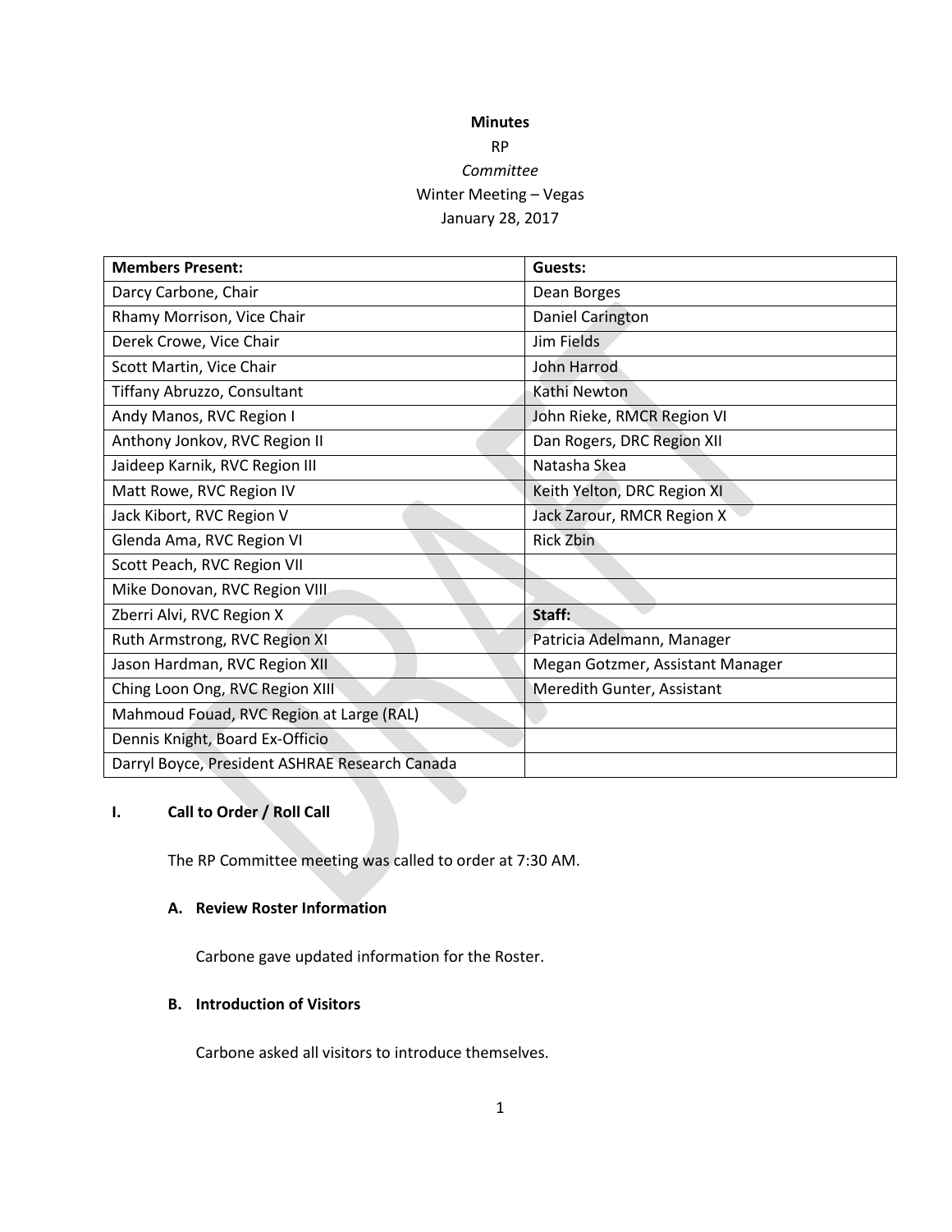**Minutes**

RP

*Committee*

Winter Meeting – Vegas

January 28, 2017

| Members Present: | Guests: |
|---|---|
| Darcy Carbone, Chair | Dean Borges |
| Rhamy Morrison, Vice Chair | Daniel Carington |
| Derek Crowe, Vice Chair | Jim Fields |
| Scott Martin, Vice Chair | John Harrod |
| Tiffany Abruzzo, Consultant | Kathi Newton |
| Andy Manos, RVC Region I | John Rieke, RMCR Region VI |
| Anthony Jonkov, RVC Region II | Dan Rogers, DRC Region XII |
| Jaideep Karnik, RVC Region III | Natasha Skea |
| Matt Rowe, RVC Region IV | Keith Yelton, DRC Region XI |
| Jack Kibort, RVC Region V | Jack Zarour, RMCR Region X |
| Glenda Ama, RVC Region VI | Rick Zbin |
| Scott Peach, RVC Region VII | |
| Mike Donovan, RVC Region VIII | |
| Zberri Alvi, RVC Region X | **Staff:** |
| Ruth Armstrong, RVC Region XI | Patricia Adelmann, Manager |
| Jason Hardman, RVC Region XII | Megan Gotzmer, Assistant Manager |
| Ching Loon Ong, RVC Region XIII | Meredith Gunter, Assistant |
| Mahmoud Fouad, RVC Region at Large (RAL) | |
| Dennis Knight, Board Ex-Officio | |
| Darryl Boyce, President ASHRAE Research Canada | |

## I. Call to Order / Roll Call

The RP Committee meeting was called to order at 7:30 AM.

### A. Review Roster Information

Carbone gave updated information for the Roster.

### B. Introduction of Visitors

Carbone asked all visitors to introduce themselves.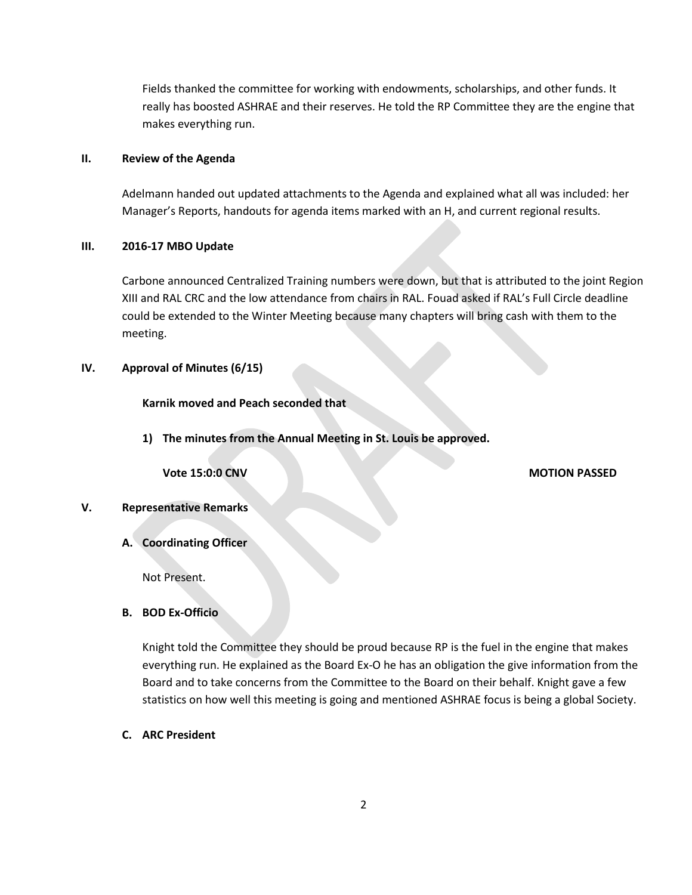Fields thanked the committee for working with endowments, scholarships, and other funds. It really has boosted ASHRAE and their reserves. He told the RP Committee they are the engine that makes everything run.

## II. Review of the Agenda

Adelmann handed out updated attachments to the Agenda and explained what all was included: her Manager's Reports, handouts for agenda items marked with an H, and current regional results.

## III. 2016-17 MBO Update

Carbone announced Centralized Training numbers were down, but that is attributed to the joint Region XIII and RAL CRC and the low attendance from chairs in RAL. Fouad asked if RAL's Full Circle deadline could be extended to the Winter Meeting because many chapters will bring cash with them to the meeting.

## IV. Approval of Minutes (6/15)

**Karnik moved and Peach seconded that**

1) **The minutes from the Annual Meeting in St. Louis be approved.**

**Vote 15:0:0 CNV** **MOTION PASSED**

## V. Representative Remarks

### A. Coordinating Officer

Not Present.

### B. BOD Ex-Officio

Knight told the Committee they should be proud because RP is the fuel in the engine that makes everything run. He explained as the Board Ex-O he has an obligation the give information from the Board and to take concerns from the Committee to the Board on their behalf. Knight gave a few statistics on how well this meeting is going and mentioned ASHRAE focus is being a global Society.

### C. ARC President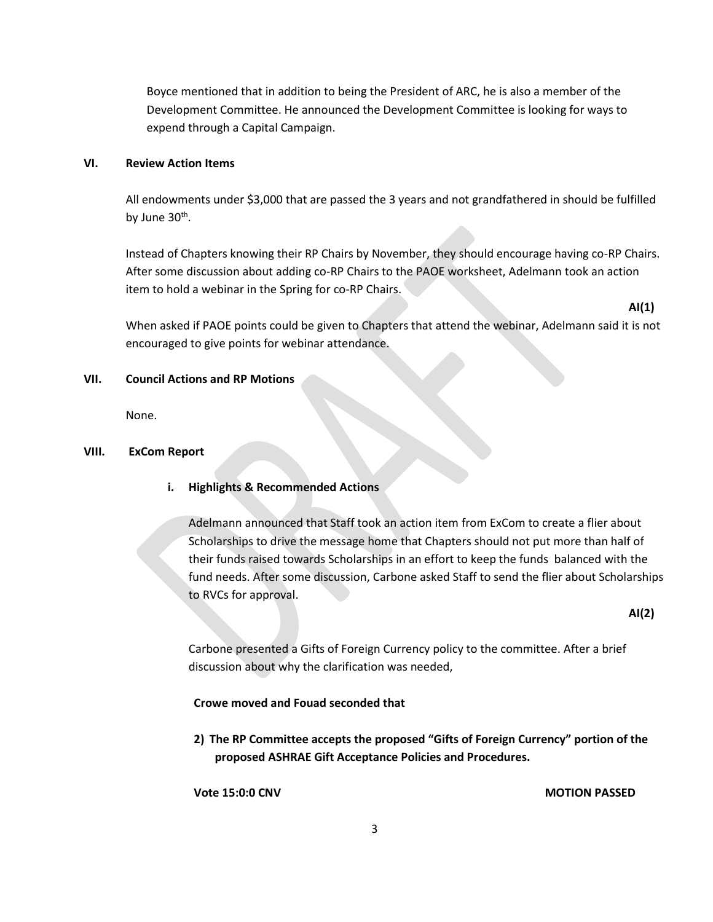Boyce mentioned that in addition to being the President of ARC, he is also a member of the Development Committee. He announced the Development Committee is looking for ways to expend through a Capital Campaign.

## VI. Review Action Items

All endowments under $3,000 that are passed the 3 years and not grandfathered in should be fulfilled by June 30th.

Instead of Chapters knowing their RP Chairs by November, they should encourage having co-RP Chairs. After some discussion about adding co-RP Chairs to the PAOE worksheet, Adelmann took an action item to hold a webinar in the Spring for co-RP Chairs.

**AI(1)**

When asked if PAOE points could be given to Chapters that attend the webinar, Adelmann said it is not encouraged to give points for webinar attendance.

## VII. Council Actions and RP Motions

None.

## VIII. ExCom Report

### i. Highlights & Recommended Actions

Adelmann announced that Staff took an action item from ExCom to create a flier about Scholarships to drive the message home that Chapters should not put more than half of their funds raised towards Scholarships in an effort to keep the funds balanced with the fund needs. After some discussion, Carbone asked Staff to send the flier about Scholarships to RVCs for approval.

**AI(2)**

Carbone presented a Gifts of Foreign Currency policy to the committee. After a brief discussion about why the clarification was needed,

**Crowe moved and Fouad seconded that**

**2) The RP Committee accepts the proposed "Gifts of Foreign Currency" portion of the proposed ASHRAE Gift Acceptance Policies and Procedures.**

**Vote 15:0:0 CNV** **MOTION PASSED**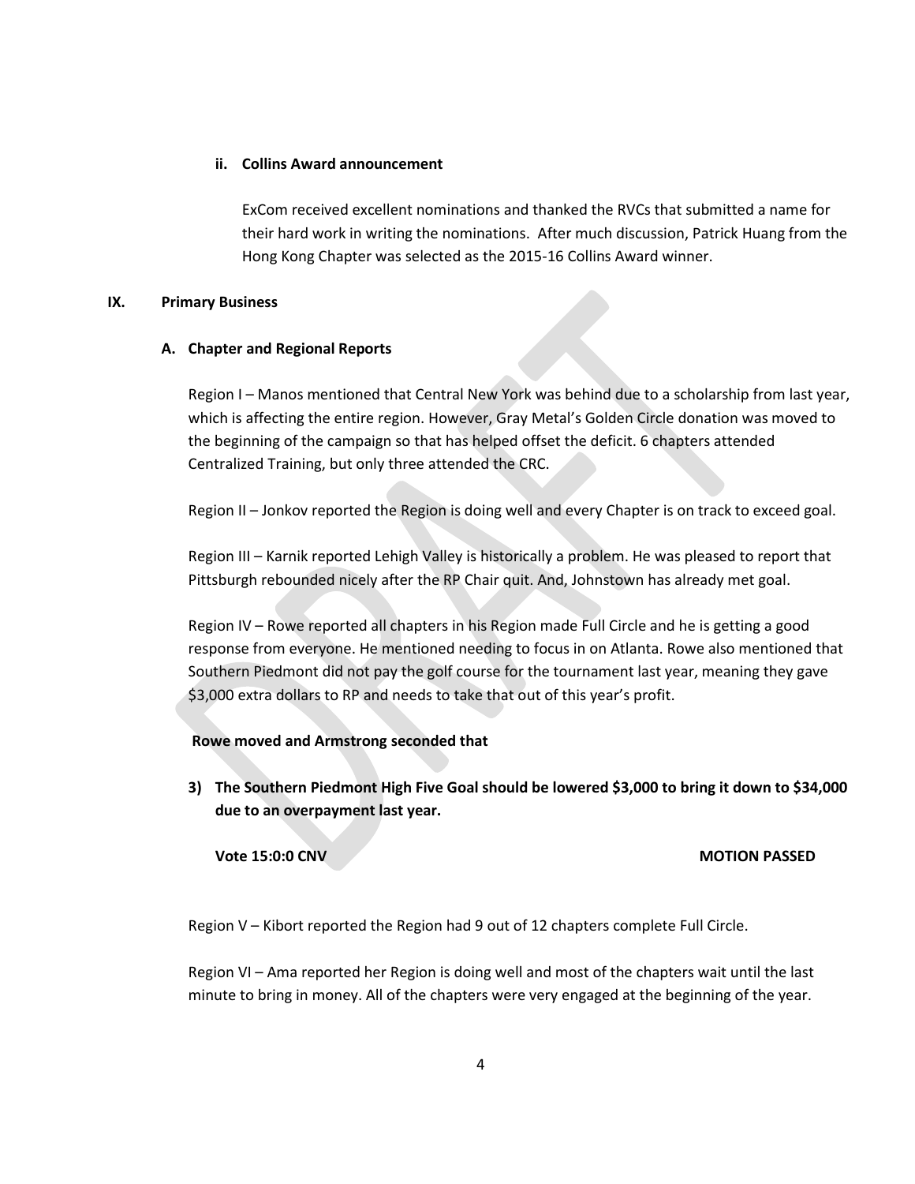#### ii. Collins Award announcement

ExCom received excellent nominations and thanked the RVCs that submitted a name for their hard work in writing the nominations. After much discussion, Patrick Huang from the Hong Kong Chapter was selected as the 2015-16 Collins Award winner.

## IX. Primary Business

### A. Chapter and Regional Reports

Region I – Manos mentioned that Central New York was behind due to a scholarship from last year, which is affecting the entire region. However, Gray Metal's Golden Circle donation was moved to the beginning of the campaign so that has helped offset the deficit. 6 chapters attended Centralized Training, but only three attended the CRC.

Region II – Jonkov reported the Region is doing well and every Chapter is on track to exceed goal.

Region III – Karnik reported Lehigh Valley is historically a problem. He was pleased to report that Pittsburgh rebounded nicely after the RP Chair quit. And, Johnstown has already met goal.

Region IV – Rowe reported all chapters in his Region made Full Circle and he is getting a good response from everyone. He mentioned needing to focus in on Atlanta. Rowe also mentioned that Southern Piedmont did not pay the golf course for the tournament last year, meaning they gave $3,000 extra dollars to RP and needs to take that out of this year's profit.

**Rowe moved and Armstrong seconded that**

**3) The Southern Piedmont High Five Goal should be lowered $3,000 to bring it down to $34,000 due to an overpayment last year.**

**Vote 15:0:0 CNV** **MOTION PASSED**

Region V – Kibort reported the Region had 9 out of 12 chapters complete Full Circle.

Region VI – Ama reported her Region is doing well and most of the chapters wait until the last minute to bring in money. All of the chapters were very engaged at the beginning of the year.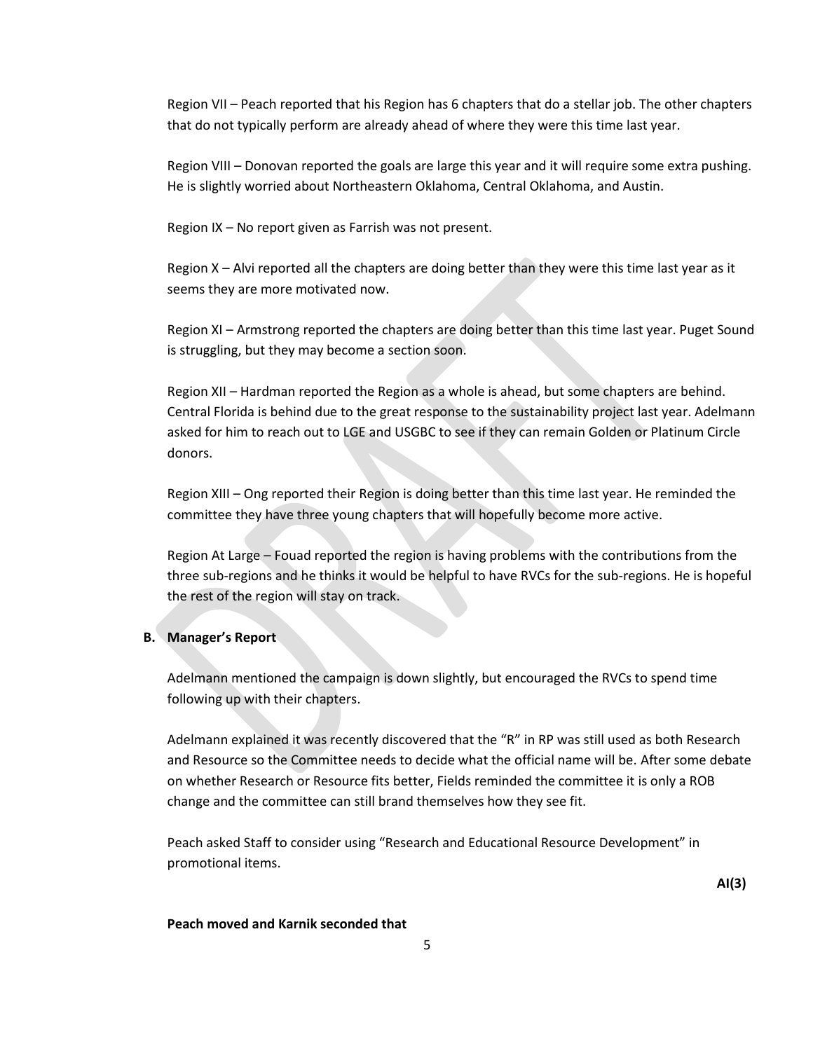Region VII – Peach reported that his Region has 6 chapters that do a stellar job. The other chapters that do not typically perform are already ahead of where they were this time last year.

Region VIII – Donovan reported the goals are large this year and it will require some extra pushing. He is slightly worried about Northeastern Oklahoma, Central Oklahoma, and Austin.

Region IX – No report given as Farrish was not present.

Region X – Alvi reported all the chapters are doing better than they were this time last year as it seems they are more motivated now.

Region XI – Armstrong reported the chapters are doing better than this time last year. Puget Sound is struggling, but they may become a section soon.

Region XII – Hardman reported the Region as a whole is ahead, but some chapters are behind. Central Florida is behind due to the great response to the sustainability project last year. Adelmann asked for him to reach out to LGE and USGBC to see if they can remain Golden or Platinum Circle donors.

Region XIII – Ong reported their Region is doing better than this time last year. He reminded the committee they have three young chapters that will hopefully become more active.

Region At Large – Fouad reported the region is having problems with the contributions from the three sub-regions and he thinks it would be helpful to have RVCs for the sub-regions. He is hopeful the rest of the region will stay on track.

**B. Manager's Report**

Adelmann mentioned the campaign is down slightly, but encouraged the RVCs to spend time following up with their chapters.

Adelmann explained it was recently discovered that the "R" in RP was still used as both Research and Resource so the Committee needs to decide what the official name will be. After some debate on whether Research or Resource fits better, Fields reminded the committee it is only a ROB change and the committee can still brand themselves how they see fit.

Peach asked Staff to consider using "Research and Educational Resource Development" in promotional items.

**AI(3)**

**Peach moved and Karnik seconded that**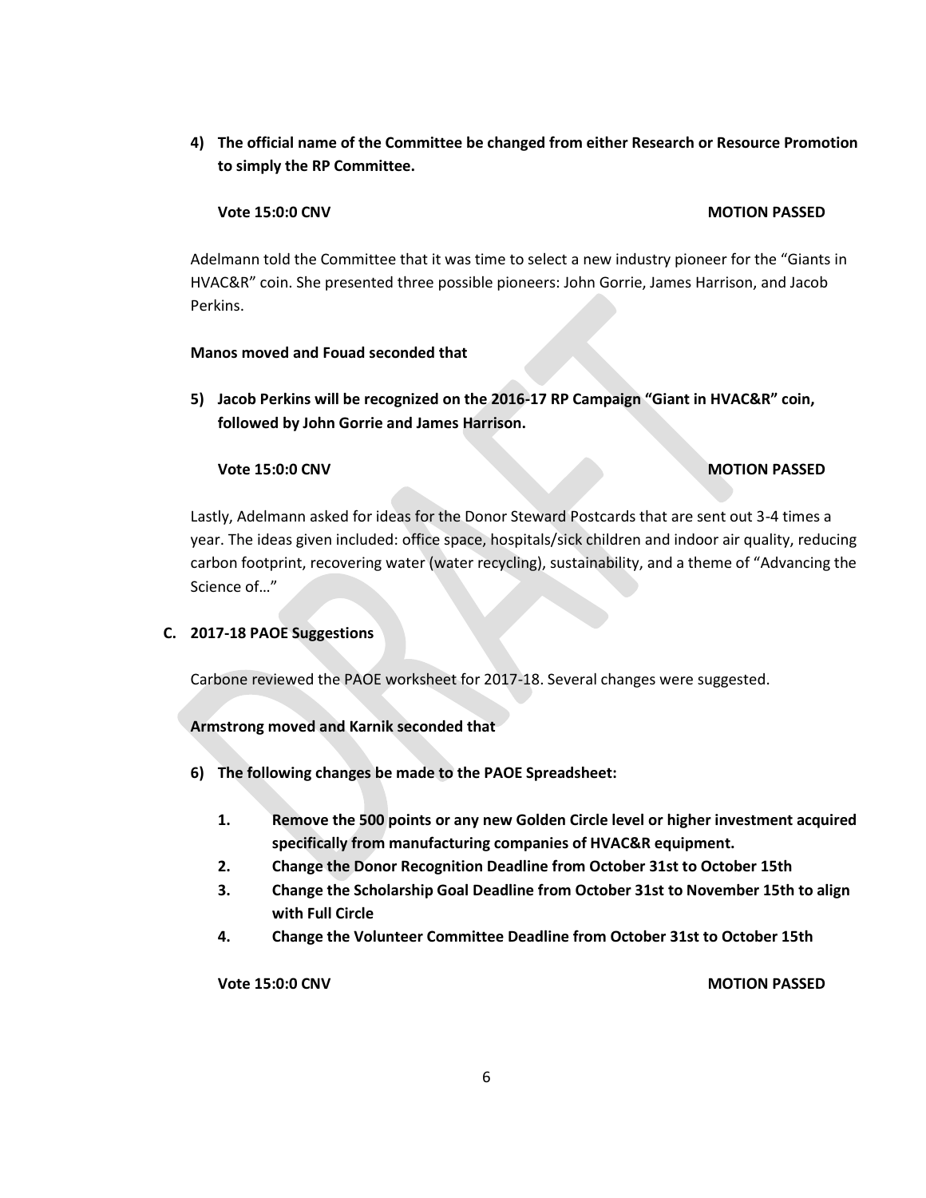4) **The official name of the Committee be changed from either Research or Resource Promotion to simply the RP Committee.**

**Vote 15:0:0 CNV** **MOTION PASSED**

Adelmann told the Committee that it was time to select a new industry pioneer for the "Giants in HVAC&R" coin. She presented three possible pioneers: John Gorrie, James Harrison, and Jacob Perkins.

**Manos moved and Fouad seconded that**

5) **Jacob Perkins will be recognized on the 2016-17 RP Campaign "Giant in HVAC&R" coin, followed by John Gorrie and James Harrison.**

**Vote 15:0:0 CNV** **MOTION PASSED**

Lastly, Adelmann asked for ideas for the Donor Steward Postcards that are sent out 3-4 times a year. The ideas given included: office space, hospitals/sick children and indoor air quality, reducing carbon footprint, recovering water (water recycling), sustainability, and a theme of "Advancing the Science of…"

**C. 2017-18 PAOE Suggestions**

Carbone reviewed the PAOE worksheet for 2017-18. Several changes were suggested.

**Armstrong moved and Karnik seconded that**

6) **The following changes be made to the PAOE Spreadsheet:**

   1. **Remove the 500 points or any new Golden Circle level or higher investment acquired specifically from manufacturing companies of HVAC&R equipment.**
   2. **Change the Donor Recognition Deadline from October 31st to October 15th**
   3. **Change the Scholarship Goal Deadline from October 31st to November 15th to align with Full Circle**
   4. **Change the Volunteer Committee Deadline from October 31st to October 15th**

**Vote 15:0:0 CNV** **MOTION PASSED**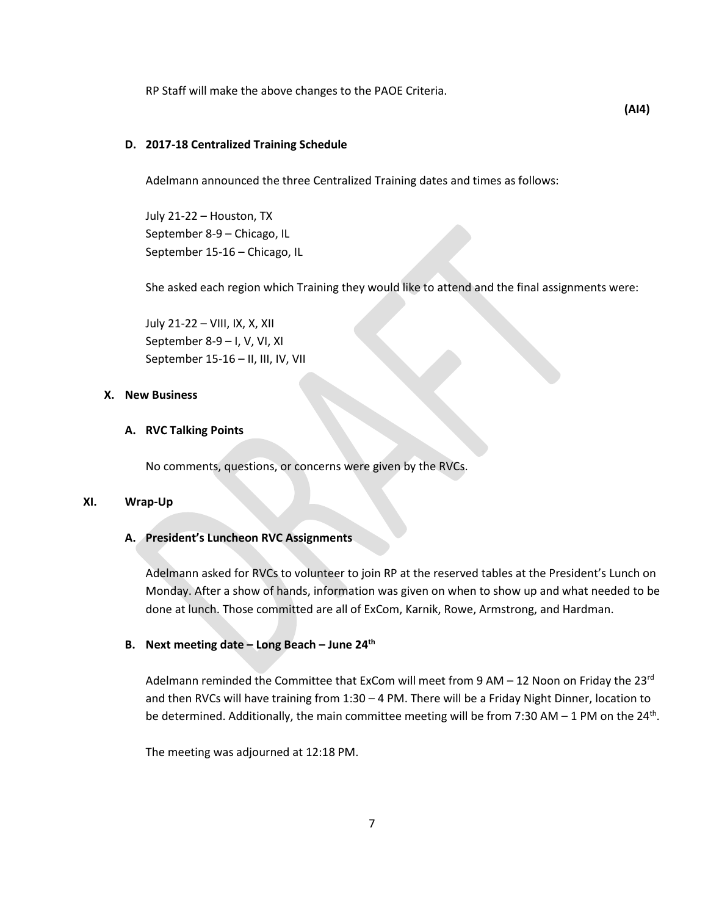RP Staff will make the above changes to the PAOE Criteria.

**(AI4)**

### D. 2017-18 Centralized Training Schedule

Adelmann announced the three Centralized Training dates and times as follows:

July 21-22 – Houston, TX
September 8-9 – Chicago, IL
September 15-16 – Chicago, IL

She asked each region which Training they would like to attend and the final assignments were:

July 21-22 – VIII, IX, X, XII
September 8-9 – I, V, VI, XI
September 15-16 – II, III, IV, VII

## X. New Business

### A. RVC Talking Points

No comments, questions, or concerns were given by the RVCs.

## XI. Wrap-Up

### A. President's Luncheon RVC Assignments

Adelmann asked for RVCs to volunteer to join RP at the reserved tables at the President's Lunch on Monday. After a show of hands, information was given on when to show up and what needed to be done at lunch. Those committed are all of ExCom, Karnik, Rowe, Armstrong, and Hardman.

### B. Next meeting date – Long Beach – June 24th

Adelmann reminded the Committee that ExCom will meet from 9 AM – 12 Noon on Friday the 23rd and then RVCs will have training from 1:30 – 4 PM. There will be a Friday Night Dinner, location to be determined. Additionally, the main committee meeting will be from 7:30 AM – 1 PM on the 24th.

The meeting was adjourned at 12:18 PM.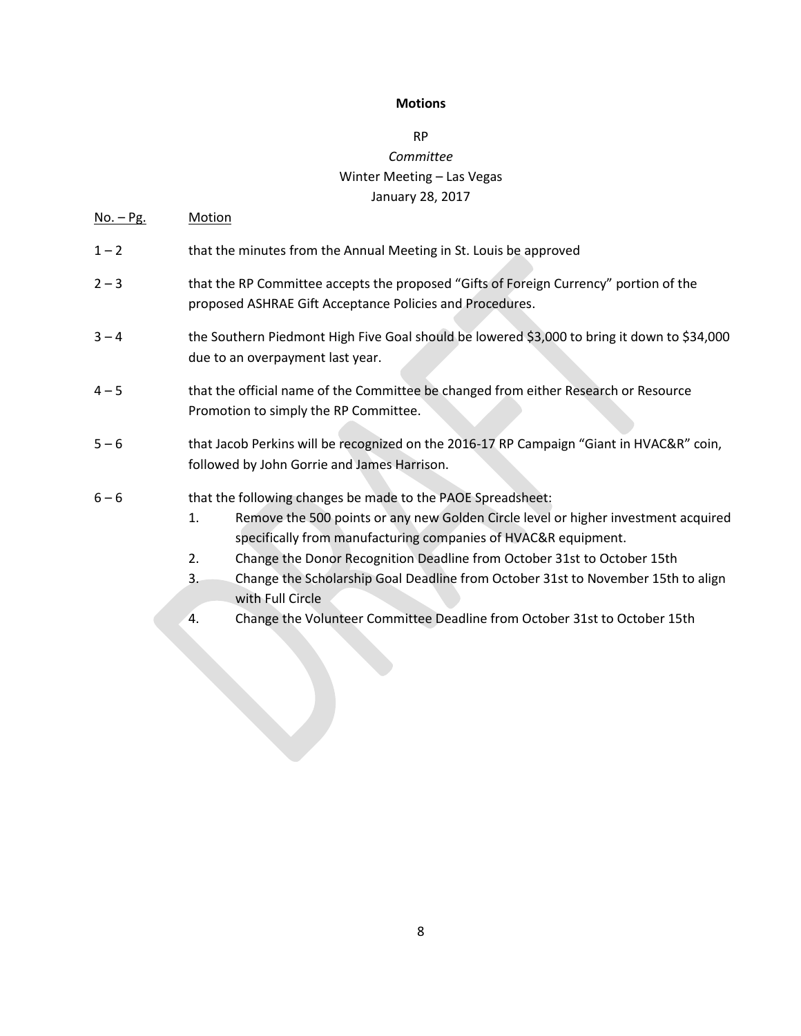**Motions**

RP

*Committee*

Winter Meeting – Las Vegas

January 28, 2017

| No. – Pg. | Motion |
|---|---|
| 1 – 2 | that the minutes from the Annual Meeting in St. Louis be approved |
| 2 – 3 | that the RP Committee accepts the proposed "Gifts of Foreign Currency" portion of the proposed ASHRAE Gift Acceptance Policies and Procedures. |
| 3 – 4 | the Southern Piedmont High Five Goal should be lowered $3,000 to bring it down to $34,000 due to an overpayment last year. |
| 4 – 5 | that the official name of the Committee be changed from either Research or Resource Promotion to simply the RP Committee. |
| 5 – 6 | that Jacob Perkins will be recognized on the 2016-17 RP Campaign "Giant in HVAC&R" coin, followed by John Gorrie and James Harrison. |
| 6 – 6 | that the following changes be made to the PAOE Spreadsheet:<br>1. Remove the 500 points or any new Golden Circle level or higher investment acquired specifically from manufacturing companies of HVAC&R equipment.<br>2. Change the Donor Recognition Deadline from October 31st to October 15th<br>3. Change the Scholarship Goal Deadline from October 31st to November 15th to align with Full Circle<br>4. Change the Volunteer Committee Deadline from October 31st to October 15th |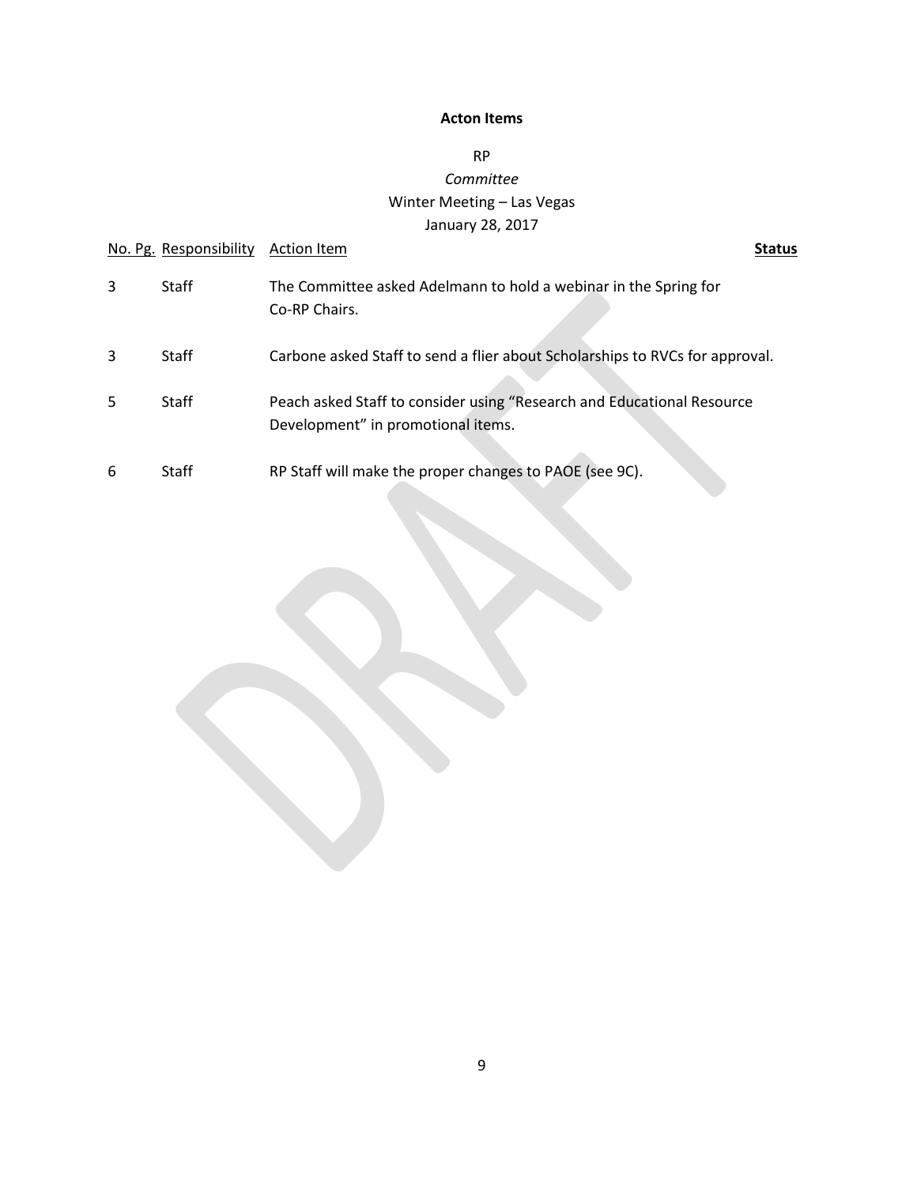**Acton Items**

RP
*Committee*
Winter Meeting – Las Vegas
January 28, 2017

| No. Pg. | Responsibility | Action Item | Status |
|---|---|---|---|
| 3 | Staff | The Committee asked Adelmann to hold a webinar in the Spring for Co-RP Chairs. | |
| 3 | Staff | Carbone asked Staff to send a flier about Scholarships to RVCs for approval. | |
| 5 | Staff | Peach asked Staff to consider using "Research and Educational Resource Development" in promotional items. | |
| 6 | Staff | RP Staff will make the proper changes to PAOE (see 9C). | |